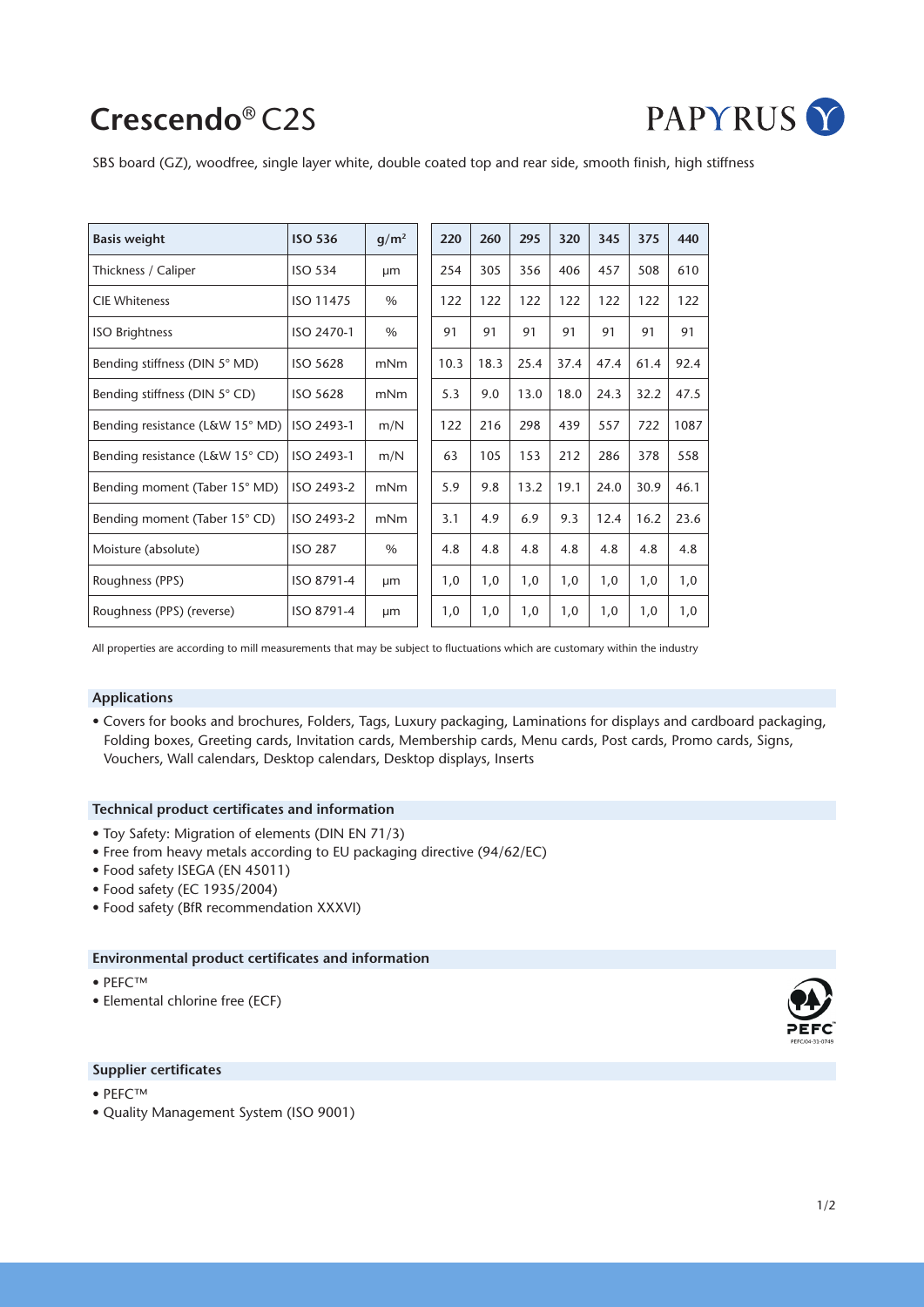# Crescendo® C2S

SBS board (GZ), woodfree, single layer white, double coated top and rear side, smooth finish, high stiffness

| **Basis weight** | **ISO 536** | **g/m²** | **220** | **260** | **295** | **320** | **345** | **375** | **440** |
|---|---|---|---|---|---|---|---|---|---|
| Thickness / Caliper | ISO 534 | µm | 254 | 305 | 356 | 406 | 457 | 508 | 610 |
| CIE Whiteness | ISO 11475 | % | 122 | 122 | 122 | 122 | 122 | 122 | 122 |
| ISO Brightness | ISO 2470-1 | % | 91 | 91 | 91 | 91 | 91 | 91 | 91 |
| Bending stiffness (DIN 5° MD) | ISO 5628 | mNm | 10.3 | 18.3 | 25.4 | 37.4 | 47.4 | 61.4 | 92.4 |
| Bending stiffness (DIN 5° CD) | ISO 5628 | mNm | 5.3 | 9.0 | 13.0 | 18.0 | 24.3 | 32.2 | 47.5 |
| Bending resistance (L&W 15° MD) | ISO 2493-1 | m/N | 122 | 216 | 298 | 439 | 557 | 722 | 1087 |
| Bending resistance (L&W 15° CD) | ISO 2493-1 | m/N | 63 | 105 | 153 | 212 | 286 | 378 | 558 |
| Bending moment (Taber 15° MD) | ISO 2493-2 | mNm | 5.9 | 9.8 | 13.2 | 19.1 | 24.0 | 30.9 | 46.1 |
| Bending moment (Taber 15° CD) | ISO 2493-2 | mNm | 3.1 | 4.9 | 6.9 | 9.3 | 12.4 | 16.2 | 23.6 |
| Moisture (absolute) | ISO 287 | % | 4.8 | 4.8 | 4.8 | 4.8 | 4.8 | 4.8 | 4.8 |
| Roughness (PPS) | ISO 8791-4 | µm | 1,0 | 1,0 | 1,0 | 1,0 | 1,0 | 1,0 | 1,0 |
| Roughness (PPS) (reverse) | ISO 8791-4 | µm | 1,0 | 1,0 | 1,0 | 1,0 | 1,0 | 1,0 | 1,0 |

All properties are according to mill measurements that may be subject to fluctuations which are customary within the industry

### Applications

- Covers for books and brochures, Folders, Tags, Luxury packaging, Laminations for displays and cardboard packaging, Folding boxes, Greeting cards, Invitation cards, Membership cards, Menu cards, Post cards, Promo cards, Signs, Vouchers, Wall calendars, Desktop calendars, Desktop displays, Inserts

### Technical product certificates and information

- Toy Safety: Migration of elements (DIN EN 71/3)
- Free from heavy metals according to EU packaging directive (94/62/EC)
- Food safety ISEGA (EN 45011)
- Food safety (EC 1935/2004)
- Food safety (BfR recommendation XXXVI)

### Environmental product certificates and information

- PEFC™
- Elemental chlorine free (ECF)

### Supplier certificates

- PEFC™
- Quality Management System (ISO 9001)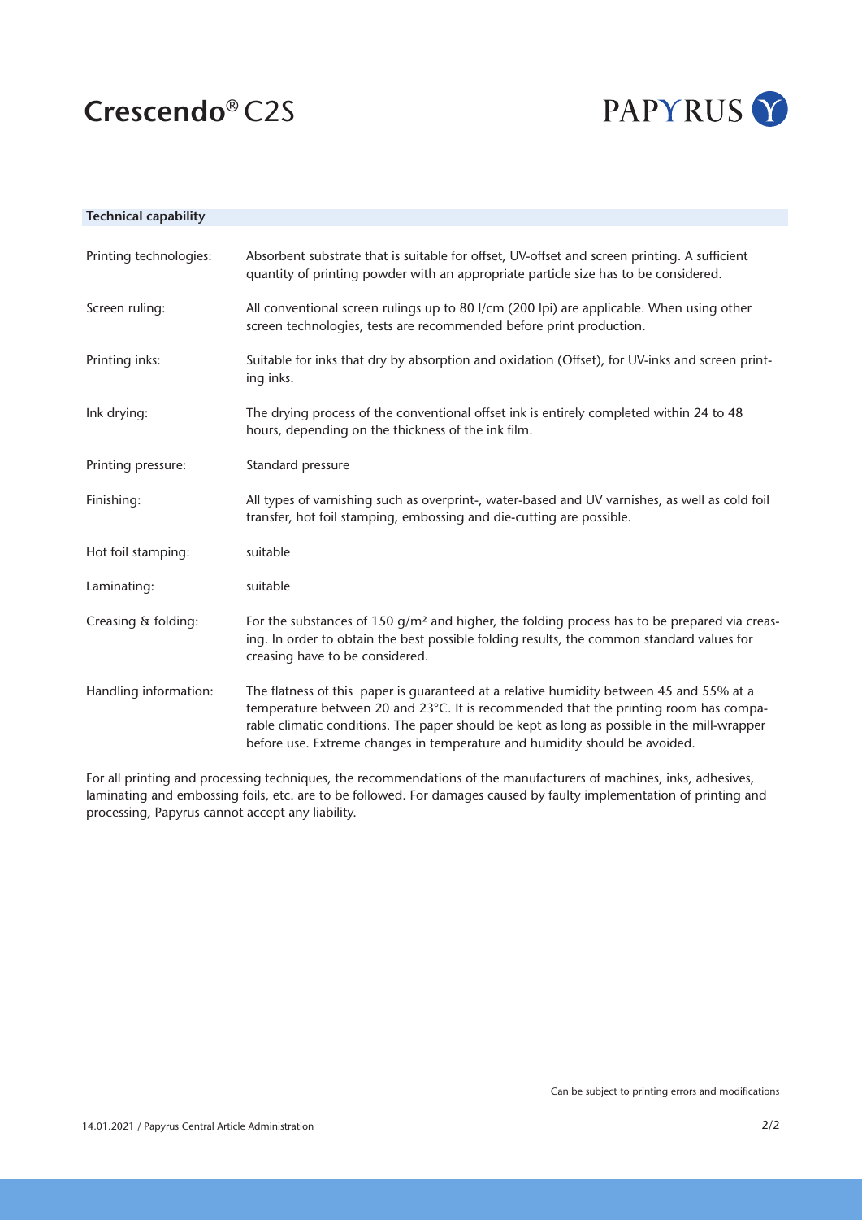# Crescendo® C2S

PAPYRUS

## Technical capability

| | |
|---|---|
| Printing technologies: | Absorbent substrate that is suitable for offset, UV-offset and screen printing. A sufficient quantity of printing powder with an appropriate particle size has to be considered. |
| Screen ruling: | All conventional screen rulings up to 80 l/cm (200 lpi) are applicable. When using other screen technologies, tests are recommended before print production. |
| Printing inks: | Suitable for inks that dry by absorption and oxidation (Offset), for UV-inks and screen printing inks. |
| Ink drying: | The drying process of the conventional offset ink is entirely completed within 24 to 48 hours, depending on the thickness of the ink film. |
| Printing pressure: | Standard pressure |
| Finishing: | All types of varnishing such as overprint-, water-based and UV varnishes, as well as cold foil transfer, hot foil stamping, embossing and die-cutting are possible. |
| Hot foil stamping: | suitable |
| Laminating: | suitable |
| Creasing & folding: | For the substances of 150 g/m² and higher, the folding process has to be prepared via creasing. In order to obtain the best possible folding results, the common standard values for creasing have to be considered. |
| Handling information: | The flatness of this paper is guaranteed at a relative humidity between 45 and 55% at a temperature between 20 and 23°C. It is recommended that the printing room has comparable climatic conditions. The paper should be kept as long as possible in the mill-wrapper before use. Extreme changes in temperature and humidity should be avoided. |

For all printing and processing techniques, the recommendations of the manufacturers of machines, inks, adhesives, laminating and embossing foils, etc. are to be followed. For damages caused by faulty implementation of printing and processing, Papyrus cannot accept any liability.

Can be subject to printing errors and modifications

14.01.2021 / Papyrus Central Article Administration